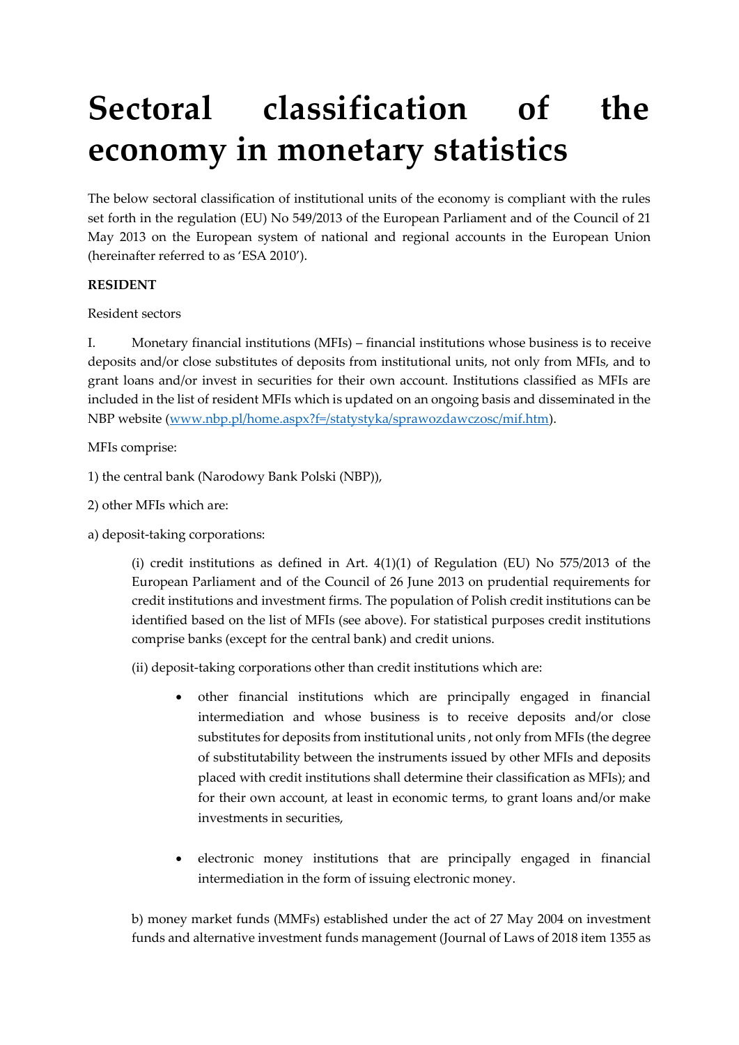# Sectoral classification of the economy in monetary statistics

The below sectoral classification of institutional units of the economy is compliant with the rules set forth in the regulation (EU) No 549/2013 of the European Parliament and of the Council of 21 May 2013 on the European system of national and regional accounts in the European Union (hereinafter referred to as 'ESA 2010').

**RESIDENT**

Resident sectors

I. Monetary financial institutions (MFIs) – financial institutions whose business is to receive deposits and/or close substitutes of deposits from institutional units, not only from MFIs, and to grant loans and/or invest in securities for their own account. Institutions classified as MFIs are included in the list of resident MFIs which is updated on an ongoing basis and disseminated in the NBP website ([www.nbp.pl/home.aspx?f=/statystyka/sprawozdawczosc/mif.htm](www.nbp.pl/home.aspx?f=/statystyka/sprawozdawczosc/mif.htm)).

MFIs comprise:

1) the central bank (Narodowy Bank Polski (NBP)),

2) other MFIs which are:

a) deposit-taking corporations:

(i) credit institutions as defined in Art. 4(1)(1) of Regulation (EU) No 575/2013 of the European Parliament and of the Council of 26 June 2013 on prudential requirements for credit institutions and investment firms. The population of Polish credit institutions can be identified based on the list of MFIs (see above). For statistical purposes credit institutions comprise banks (except for the central bank) and credit unions.

(ii) deposit-taking corporations other than credit institutions which are:

- other financial institutions which are principally engaged in financial intermediation and whose business is to receive deposits and/or close substitutes for deposits from institutional units , not only from MFIs (the degree of substitutability between the instruments issued by other MFIs and deposits placed with credit institutions shall determine their classification as MFIs); and for their own account, at least in economic terms, to grant loans and/or make investments in securities,
- electronic money institutions that are principally engaged in financial intermediation in the form of issuing electronic money.

b) money market funds (MMFs) established under the act of 27 May 2004 on investment funds and alternative investment funds management (Journal of Laws of 2018 item 1355 as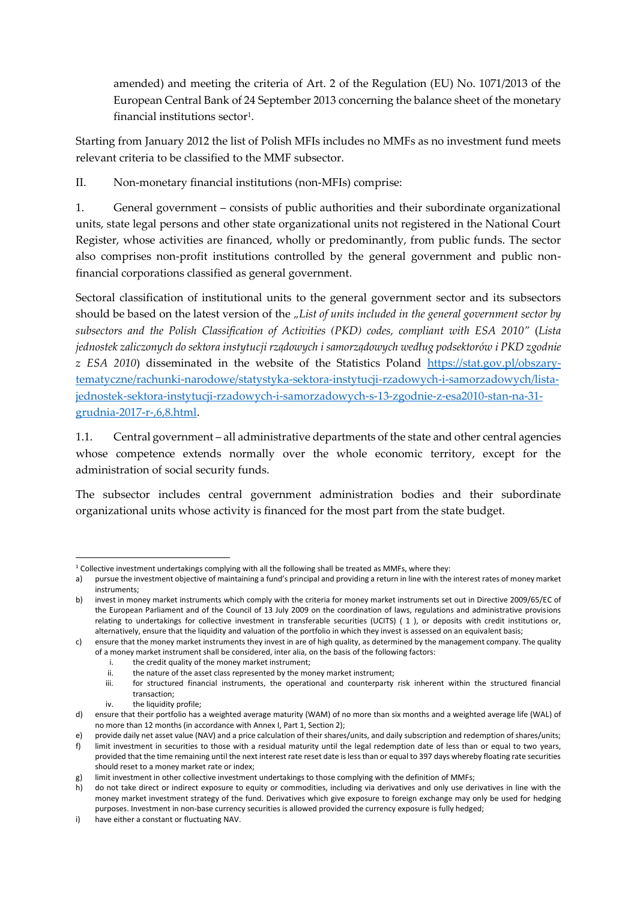amended) and meeting the criteria of Art. 2 of the Regulation (EU) No. 1071/2013 of the European Central Bank of 24 September 2013 concerning the balance sheet of the monetary financial institutions sector[1].

Starting from January 2012 the list of Polish MFIs includes no MMFs as no investment fund meets relevant criteria to be classified to the MMF subsector.

II. Non-monetary financial institutions (non-MFIs) comprise:

1. General government – consists of public authorities and their subordinate organizational units, state legal persons and other state organizational units not registered in the National Court Register, whose activities are financed, wholly or predominantly, from public funds. The sector also comprises non-profit institutions controlled by the general government and public non-financial corporations classified as general government.

Sectoral classification of institutional units to the general government sector and its subsectors should be based on the latest version of the *„List of units included in the general government sector by subsectors and the Polish Classification of Activities (PKD) codes, compliant with ESA 2010"* (*Lista jednostek zaliczonych do sektora instytucji rządowych i samorządowych według podsektorów i PKD zgodnie z ESA 2010*) disseminated in the website of the Statistics Poland [https://stat.gov.pl/obszary-tematyczne/rachunki-narodowe/statystyka-sektora-instytucji-rzadowych-i-samorzadowych/lista-jednostek-sektora-instytucji-rzadowych-i-samorzadowych-s-13-zgodnie-z-esa2010-stan-na-31-grudnia-2017-r-,6,8.html](https://stat.gov.pl/obszary-tematyczne/rachunki-narodowe/statystyka-sektora-instytucji-rzadowych-i-samorzadowych/lista-jednostek-sektora-instytucji-rzadowych-i-samorzadowych-s-13-zgodnie-z-esa2010-stan-na-31-grudnia-2017-r-,6,8.html).

1.1. Central government – all administrative departments of the state and other central agencies whose competence extends normally over the whole economic territory, except for the administration of social security funds.

The subsector includes central government administration bodies and their subordinate organizational units whose activity is financed for the most part from the state budget.

---

[1] Collective investment undertakings complying with all the following shall be treated as MMFs, where they:

a) pursue the investment objective of maintaining a fund's principal and providing a return in line with the interest rates of money market instruments;

b) invest in money market instruments which comply with the criteria for money market instruments set out in Directive 2009/65/EC of the European Parliament and of the Council of 13 July 2009 on the coordination of laws, regulations and administrative provisions relating to undertakings for collective investment in transferable securities (UCITS) ( 1 ), or deposits with credit institutions or, alternatively, ensure that the liquidity and valuation of the portfolio in which they invest is assessed on an equivalent basis;

c) ensure that the money market instruments they invest in are of high quality, as determined by the management company. The quality of a money market instrument shall be considered, inter alia, on the basis of the following factors:
   i. the credit quality of the money market instrument;
   ii. the nature of the asset class represented by the money market instrument;
   iii. for structured financial instruments, the operational and counterparty risk inherent within the structured financial transaction;
   iv. the liquidity profile;

d) ensure that their portfolio has a weighted average maturity (WAM) of no more than six months and a weighted average life (WAL) of no more than 12 months (in accordance with Annex I, Part 1, Section 2);

e) provide daily net asset value (NAV) and a price calculation of their shares/units, and daily subscription and redemption of shares/units;

f) limit investment in securities to those with a residual maturity until the legal redemption date of less than or equal to two years, provided that the time remaining until the next interest rate reset date is less than or equal to 397 days whereby floating rate securities should reset to a money market rate or index;

g) limit investment in other collective investment undertakings to those complying with the definition of MMFs;

h) do not take direct or indirect exposure to equity or commodities, including via derivatives and only use derivatives in line with the money market investment strategy of the fund. Derivatives which give exposure to foreign exchange may only be used for hedging purposes. Investment in non-base currency securities is allowed provided the currency exposure is fully hedged;

i) have either a constant or fluctuating NAV.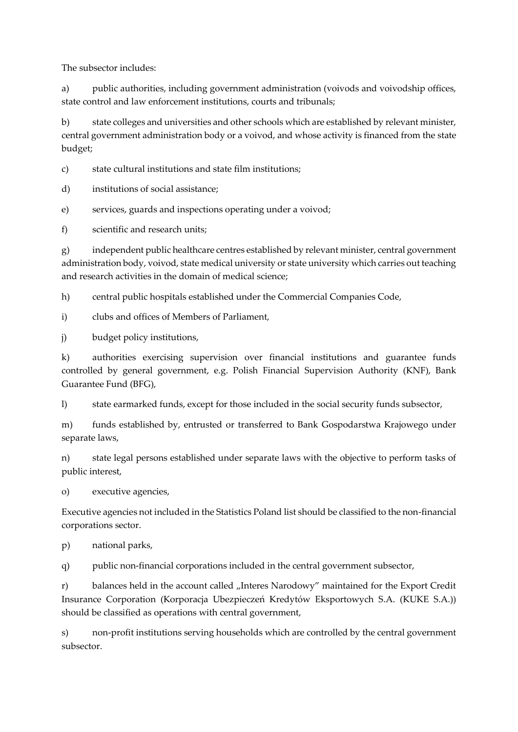The subsector includes:

a) public authorities, including government administration (voivods and voivodship offices, state control and law enforcement institutions, courts and tribunals;

b) state colleges and universities and other schools which are established by relevant minister, central government administration body or a voivod, and whose activity is financed from the state budget;

c) state cultural institutions and state film institutions;

d) institutions of social assistance;

e) services, guards and inspections operating under a voivod;

f) scientific and research units;

g) independent public healthcare centres established by relevant minister, central government administration body, voivod, state medical university or state university which carries out teaching and research activities in the domain of medical science;

h) central public hospitals established under the Commercial Companies Code,

i) clubs and offices of Members of Parliament,

j) budget policy institutions,

k) authorities exercising supervision over financial institutions and guarantee funds controlled by general government, e.g. Polish Financial Supervision Authority (KNF), Bank Guarantee Fund (BFG),

l) state earmarked funds, except for those included in the social security funds subsector,

m) funds established by, entrusted or transferred to Bank Gospodarstwa Krajowego under separate laws,

n) state legal persons established under separate laws with the objective to perform tasks of public interest,

o) executive agencies,

Executive agencies not included in the Statistics Poland list should be classified to the non-financial corporations sector.

p) national parks,

q) public non-financial corporations included in the central government subsector,

r) balances held in the account called „Interes Narodowy" maintained for the Export Credit Insurance Corporation (Korporacja Ubezpieczeń Kredytów Eksportowych S.A. (KUKE S.A.)) should be classified as operations with central government,

s) non-profit institutions serving households which are controlled by the central government subsector.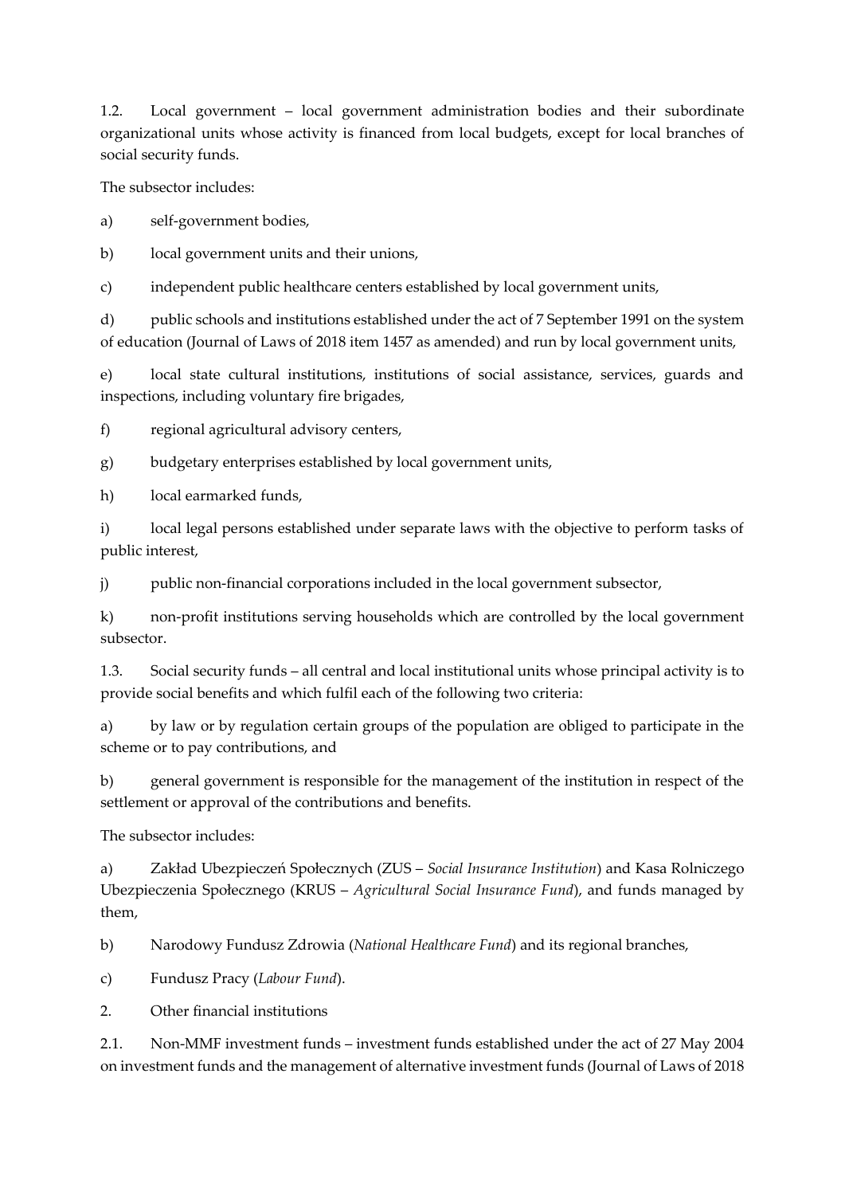1.2. Local government – local government administration bodies and their subordinate organizational units whose activity is financed from local budgets, except for local branches of social security funds.

The subsector includes:

a) self-government bodies,

b) local government units and their unions,

c) independent public healthcare centers established by local government units,

d) public schools and institutions established under the act of 7 September 1991 on the system of education (Journal of Laws of 2018 item 1457 as amended) and run by local government units,

e) local state cultural institutions, institutions of social assistance, services, guards and inspections, including voluntary fire brigades,

f) regional agricultural advisory centers,

g) budgetary enterprises established by local government units,

h) local earmarked funds,

i) local legal persons established under separate laws with the objective to perform tasks of public interest,

j) public non-financial corporations included in the local government subsector,

k) non-profit institutions serving households which are controlled by the local government subsector.

1.3. Social security funds – all central and local institutional units whose principal activity is to provide social benefits and which fulfil each of the following two criteria:

a) by law or by regulation certain groups of the population are obliged to participate in the scheme or to pay contributions, and

b) general government is responsible for the management of the institution in respect of the settlement or approval of the contributions and benefits.

The subsector includes:

a) Zakład Ubezpieczeń Społecznych (ZUS – *Social Insurance Institution*) and Kasa Rolniczego Ubezpieczenia Społecznego (KRUS – *Agricultural Social Insurance Fund*), and funds managed by them,

b) Narodowy Fundusz Zdrowia (*National Healthcare Fund*) and its regional branches,

c) Fundusz Pracy (*Labour Fund*).

2. Other financial institutions

2.1. Non-MMF investment funds – investment funds established under the act of 27 May 2004 on investment funds and the management of alternative investment funds (Journal of Laws of 2018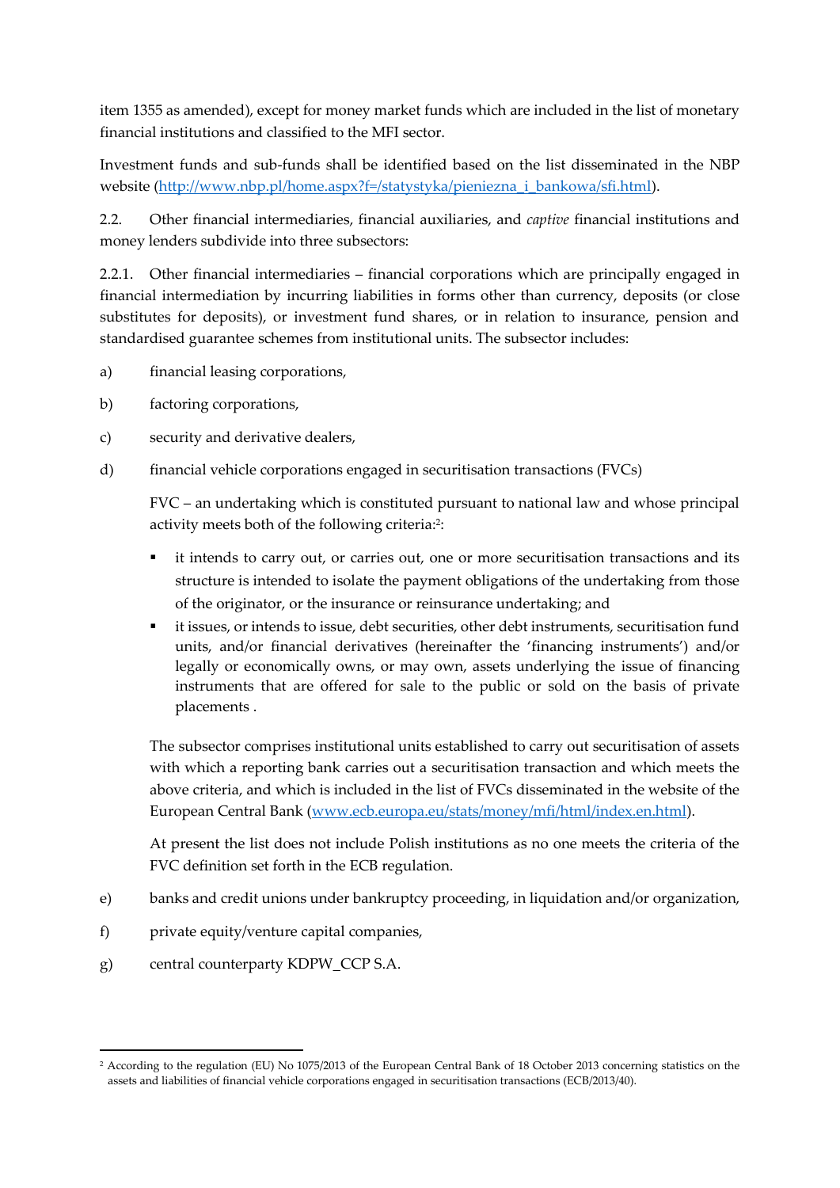item 1355 as amended), except for money market funds which are included in the list of monetary financial institutions and classified to the MFI sector.

Investment funds and sub-funds shall be identified based on the list disseminated in the NBP website (http://www.nbp.pl/home.aspx?f=/statystyka/pieniezna_i_bankowa/sfi.html).

2.2. Other financial intermediaries, financial auxiliaries, and *captive* financial institutions and money lenders subdivide into three subsectors:

2.2.1. Other financial intermediaries – financial corporations which are principally engaged in financial intermediation by incurring liabilities in forms other than currency, deposits (or close substitutes for deposits), or investment fund shares, or in relation to insurance, pension and standardised guarantee schemes from institutional units. The subsector includes:

a) financial leasing corporations,

b) factoring corporations,

c) security and derivative dealers,

d) financial vehicle corporations engaged in securitisation transactions (FVCs)

   FVC – an undertaking which is constituted pursuant to national law and whose principal activity meets both of the following criteria:[2]:

   - it intends to carry out, or carries out, one or more securitisation transactions and its structure is intended to isolate the payment obligations of the undertaking from those of the originator, or the insurance or reinsurance undertaking; and
   - it issues, or intends to issue, debt securities, other debt instruments, securitisation fund units, and/or financial derivatives (hereinafter the 'financing instruments') and/or legally or economically owns, or may own, assets underlying the issue of financing instruments that are offered for sale to the public or sold on the basis of private placements .

   The subsector comprises institutional units established to carry out securitisation of assets with which a reporting bank carries out a securitisation transaction and which meets the above criteria, and which is included in the list of FVCs disseminated in the website of the European Central Bank (www.ecb.europa.eu/stats/money/mfi/html/index.en.html).

   At present the list does not include Polish institutions as no one meets the criteria of the FVC definition set forth in the ECB regulation.

e) banks and credit unions under bankruptcy proceeding, in liquidation and/or organization,

f) private equity/venture capital companies,

g) central counterparty KDPW_CCP S.A.

---

[2] According to the regulation (EU) No 1075/2013 of the European Central Bank of 18 October 2013 concerning statistics on the assets and liabilities of financial vehicle corporations engaged in securitisation transactions (ECB/2013/40).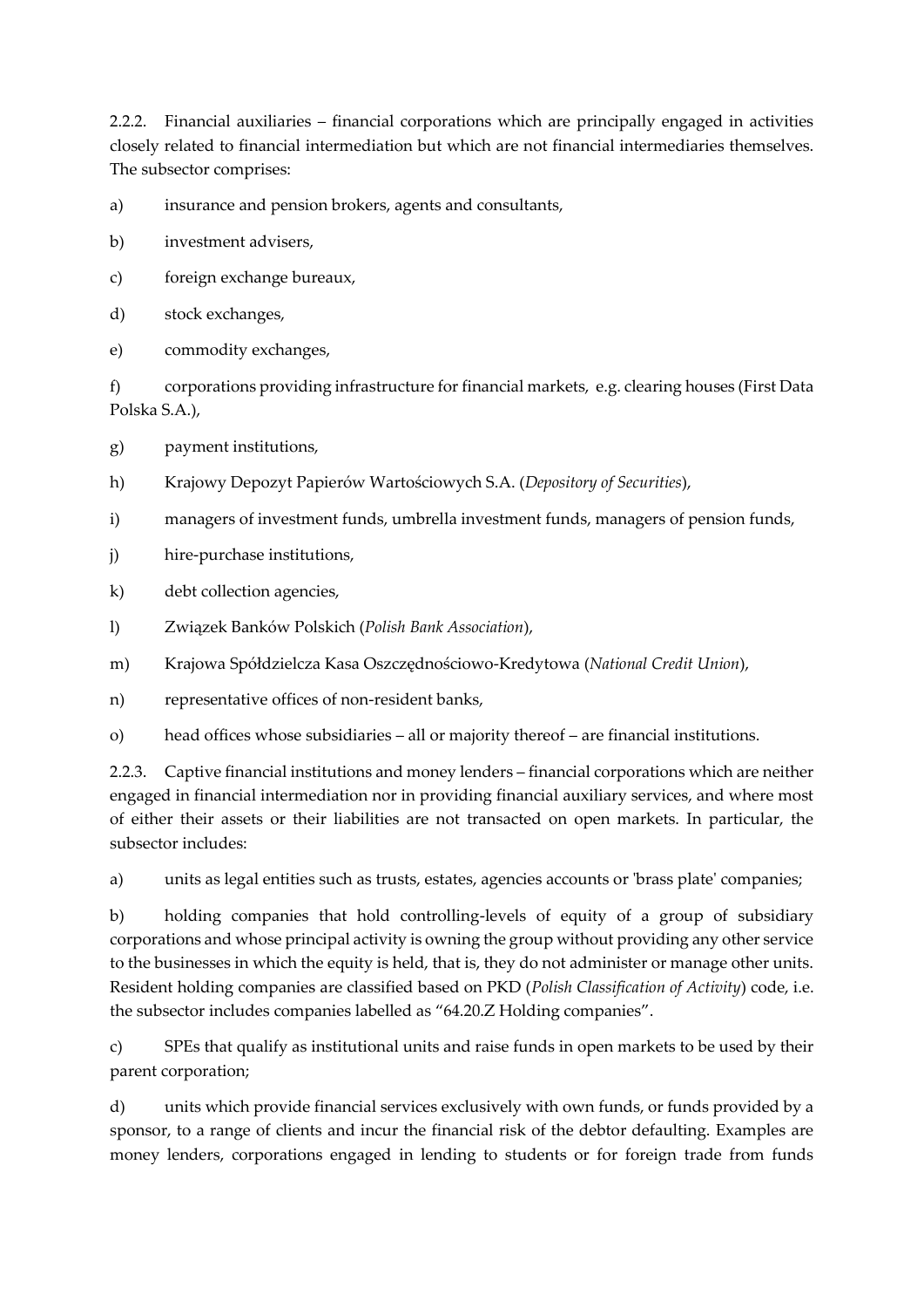2.2.2. Financial auxiliaries – financial corporations which are principally engaged in activities closely related to financial intermediation but which are not financial intermediaries themselves. The subsector comprises:

a) insurance and pension brokers, agents and consultants,

b) investment advisers,

c) foreign exchange bureaux,

d) stock exchanges,

e) commodity exchanges,

f) corporations providing infrastructure for financial markets, e.g. clearing houses (First Data Polska S.A.),

g) payment institutions,

h) Krajowy Depozyt Papierów Wartościowych S.A. (*Depository of Securities*),

i) managers of investment funds, umbrella investment funds, managers of pension funds,

j) hire-purchase institutions,

k) debt collection agencies,

l) Związek Banków Polskich (*Polish Bank Association*),

m) Krajowa Spółdzielcza Kasa Oszczędnościowo-Kredytowa (*National Credit Union*),

n) representative offices of non-resident banks,

o) head offices whose subsidiaries – all or majority thereof – are financial institutions.

2.2.3. Captive financial institutions and money lenders – financial corporations which are neither engaged in financial intermediation nor in providing financial auxiliary services, and where most of either their assets or their liabilities are not transacted on open markets. In particular, the subsector includes:

a) units as legal entities such as trusts, estates, agencies accounts or 'brass plate' companies;

b) holding companies that hold controlling-levels of equity of a group of subsidiary corporations and whose principal activity is owning the group without providing any other service to the businesses in which the equity is held, that is, they do not administer or manage other units. Resident holding companies are classified based on PKD (*Polish Classification of Activity*) code, i.e. the subsector includes companies labelled as "64.20.Z Holding companies".

c) SPEs that qualify as institutional units and raise funds in open markets to be used by their parent corporation;

d) units which provide financial services exclusively with own funds, or funds provided by a sponsor, to a range of clients and incur the financial risk of the debtor defaulting. Examples are money lenders, corporations engaged in lending to students or for foreign trade from funds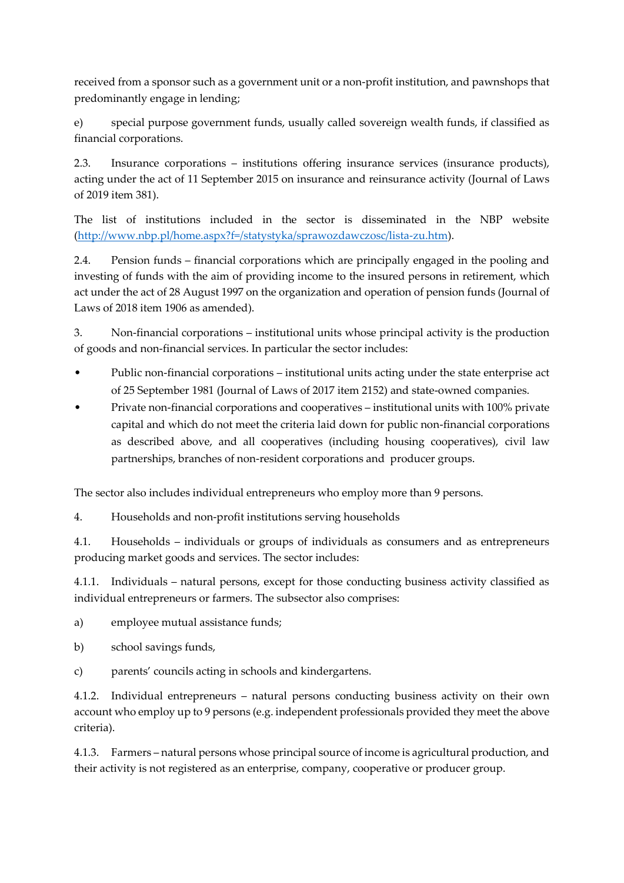received from a sponsor such as a government unit or a non-profit institution, and pawnshops that predominantly engage in lending;

e) special purpose government funds, usually called sovereign wealth funds, if classified as financial corporations.

2.3. Insurance corporations – institutions offering insurance services (insurance products), acting under the act of 11 September 2015 on insurance and reinsurance activity (Journal of Laws of 2019 item 381).

The list of institutions included in the sector is disseminated in the NBP website (http://www.nbp.pl/home.aspx?f=/statystyka/sprawozdawczosc/lista-zu.htm).

2.4. Pension funds – financial corporations which are principally engaged in the pooling and investing of funds with the aim of providing income to the insured persons in retirement, which act under the act of 28 August 1997 on the organization and operation of pension funds (Journal of Laws of 2018 item 1906 as amended).

3. Non-financial corporations – institutional units whose principal activity is the production of goods and non-financial services. In particular the sector includes:

- Public non-financial corporations – institutional units acting under the state enterprise act of 25 September 1981 (Journal of Laws of 2017 item 2152) and state-owned companies.
- Private non-financial corporations and cooperatives – institutional units with 100% private capital and which do not meet the criteria laid down for public non-financial corporations as described above, and all cooperatives (including housing cooperatives), civil law partnerships, branches of non-resident corporations and producer groups.

The sector also includes individual entrepreneurs who employ more than 9 persons.

4. Households and non-profit institutions serving households

4.1. Households – individuals or groups of individuals as consumers and as entrepreneurs producing market goods and services. The sector includes:

4.1.1. Individuals – natural persons, except for those conducting business activity classified as individual entrepreneurs or farmers. The subsector also comprises:

a) employee mutual assistance funds;

b) school savings funds,

c) parents' councils acting in schools and kindergartens.

4.1.2. Individual entrepreneurs – natural persons conducting business activity on their own account who employ up to 9 persons (e.g. independent professionals provided they meet the above criteria).

4.1.3. Farmers – natural persons whose principal source of income is agricultural production, and their activity is not registered as an enterprise, company, cooperative or producer group.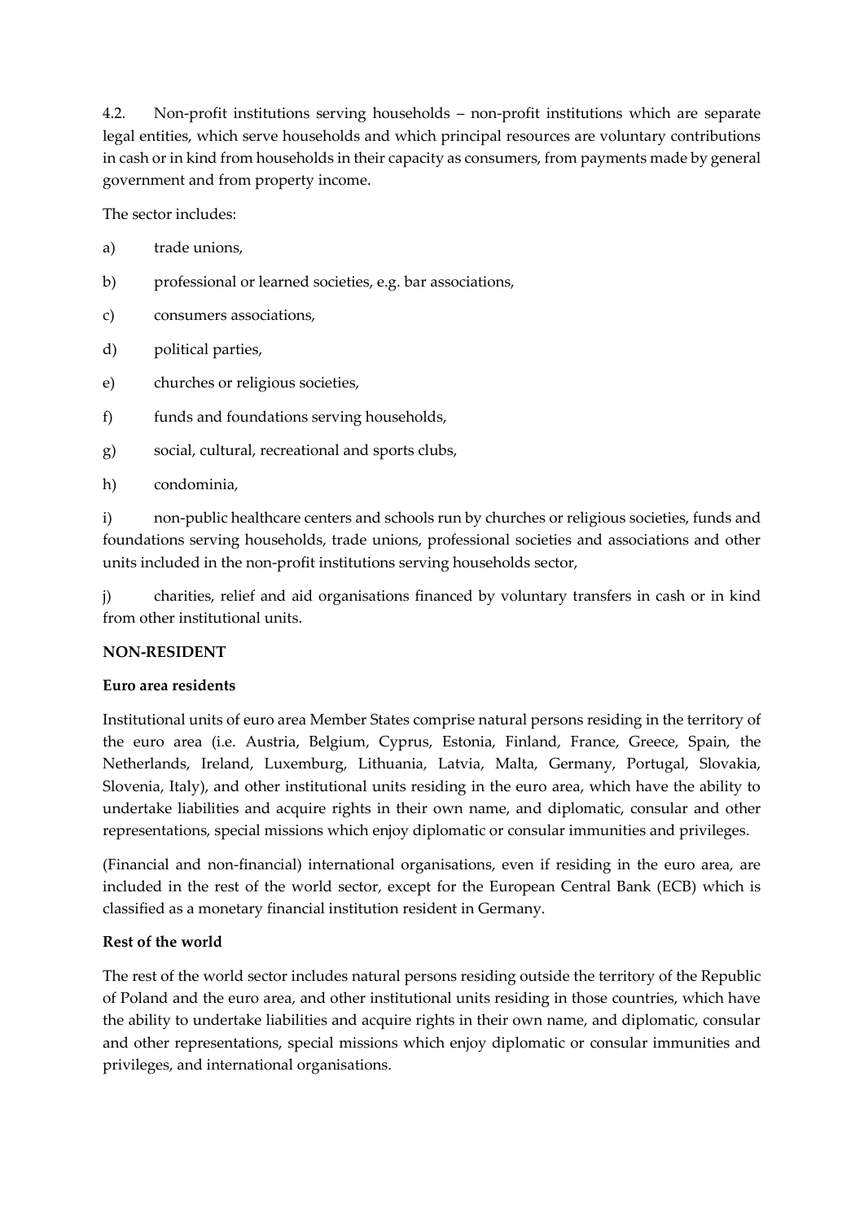4.2. Non-profit institutions serving households – non-profit institutions which are separate legal entities, which serve households and which principal resources are voluntary contributions in cash or in kind from households in their capacity as consumers, from payments made by general government and from property income.

The sector includes:

a) trade unions,

b) professional or learned societies, e.g. bar associations,

c) consumers associations,

d) political parties,

e) churches or religious societies,

f) funds and foundations serving households,

g) social, cultural, recreational and sports clubs,

h) condominia,

i) non-public healthcare centers and schools run by churches or religious societies, funds and foundations serving households, trade unions, professional societies and associations and other units included in the non-profit institutions serving households sector,

j) charities, relief and aid organisations financed by voluntary transfers in cash or in kind from other institutional units.

**NON-RESIDENT**

**Euro area residents**

Institutional units of euro area Member States comprise natural persons residing in the territory of the euro area (i.e. Austria, Belgium, Cyprus, Estonia, Finland, France, Greece, Spain, the Netherlands, Ireland, Luxemburg, Lithuania, Latvia, Malta, Germany, Portugal, Slovakia, Slovenia, Italy), and other institutional units residing in the euro area, which have the ability to undertake liabilities and acquire rights in their own name, and diplomatic, consular and other representations, special missions which enjoy diplomatic or consular immunities and privileges.

(Financial and non-financial) international organisations, even if residing in the euro area, are included in the rest of the world sector, except for the European Central Bank (ECB) which is classified as a monetary financial institution resident in Germany.

**Rest of the world**

The rest of the world sector includes natural persons residing outside the territory of the Republic of Poland and the euro area, and other institutional units residing in those countries, which have the ability to undertake liabilities and acquire rights in their own name, and diplomatic, consular and other representations, special missions which enjoy diplomatic or consular immunities and privileges, and international organisations.